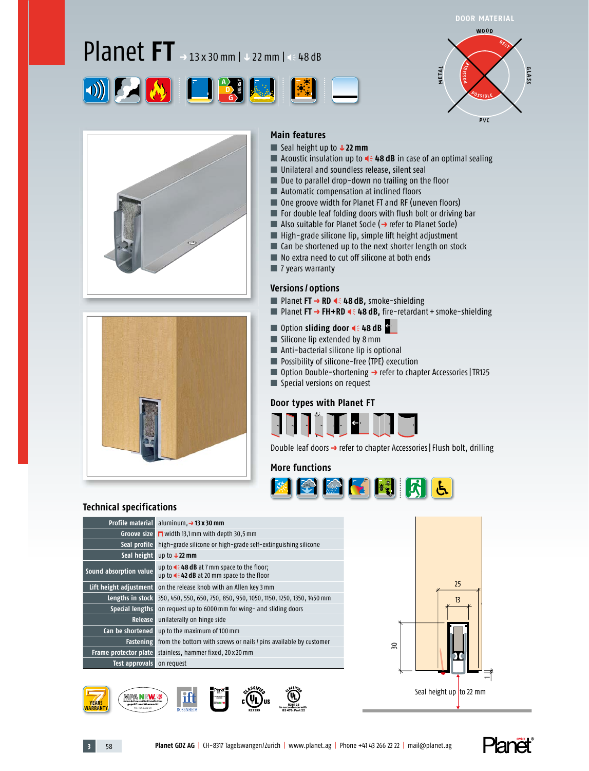# Planet **FT** → 13 x 30 mm | ↓ 22 mm | 48 dB

DOOR MATERIAL

WOOD — BEST

METAL — POSSIBLE

GLASS

PVC — POSSIBLE

## Main features

- Seal height up to ↓ **22 mm**
- Acoustic insulation up to **48 dB** in case of an optimal sealing
- Unilateral and soundless release, silent seal
- Due to parallel drop-down no trailing on the floor
- Automatic compensation at inclined floors
- One groove width for Planet FT and RF (uneven floors)
- For double leaf folding doors with flush bolt or driving bar
- Also suitable for Planet Socle (→ refer to Planet Socle)
- High-grade silicone lip, simple lift height adjustment
- Can be shortened up to the next shorter length on stock
- No extra need to cut off silicone at both ends
- 7 years warranty

## Versions / options

- Planet **FT → RD** **48 dB,** smoke-shielding
- Planet **FT → FH+RD** **48 dB,** fire-retardant + smoke-shielding
- Option **sliding door** **48 dB**
- Silicone lip extended by 8 mm
- Anti-bacterial silicone lip is optional
- Possibility of silicone-free (TPE) execution
- Option Double-shortening → refer to chapter Accessories | TR125
- Special versions on request

## Door types with Planet FT

Double leaf doors → refer to chapter Accessories | Flush bolt, drilling

## More functions

## Technical specifications

| | |
|---|---|
| **Profile material** | aluminum, → **13 x 30 mm** |
| **Groove size** | width 13,1 mm with depth 30,5 mm |
| **Seal profile** | high-grade silicone or high-grade self-extinguishing silicone |
| **Seal height** | up to ↓ **22 mm** |
| **Sound absorption value** | up to **48 dB** at 7 mm space to the floor; up to **42 dB** at 20 mm space to the floor |
| **Lift height adjustment** | on the release knob with an Allen key 3 mm |
| **Lengths in stock** | 350, 450, 550, 650, 750, 850, 950, 1050, 1150, 1250, 1350, 1450 mm |
| **Special lengths** | on request up to 6000 mm for wing- and sliding doors |
| **Release** | unilaterally on hinge side |
| **Can be shortened** | up to the maximum of 100 mm |
| **Fastening** | from the bottom with screws or nails / pins available by customer |
| **Frame protector plate** | stainless, hammer fixed, 20 x 20 mm |
| **Test approvals** | on request |

25

13

30

Seal height up to 22 mm

7 YEARS WARRANTY

Planet GDZ AG | CH-8317 Tagelswangen/Zurich | www.planet.ag | Phone +41 43 266 22 22 | mail@planet.ag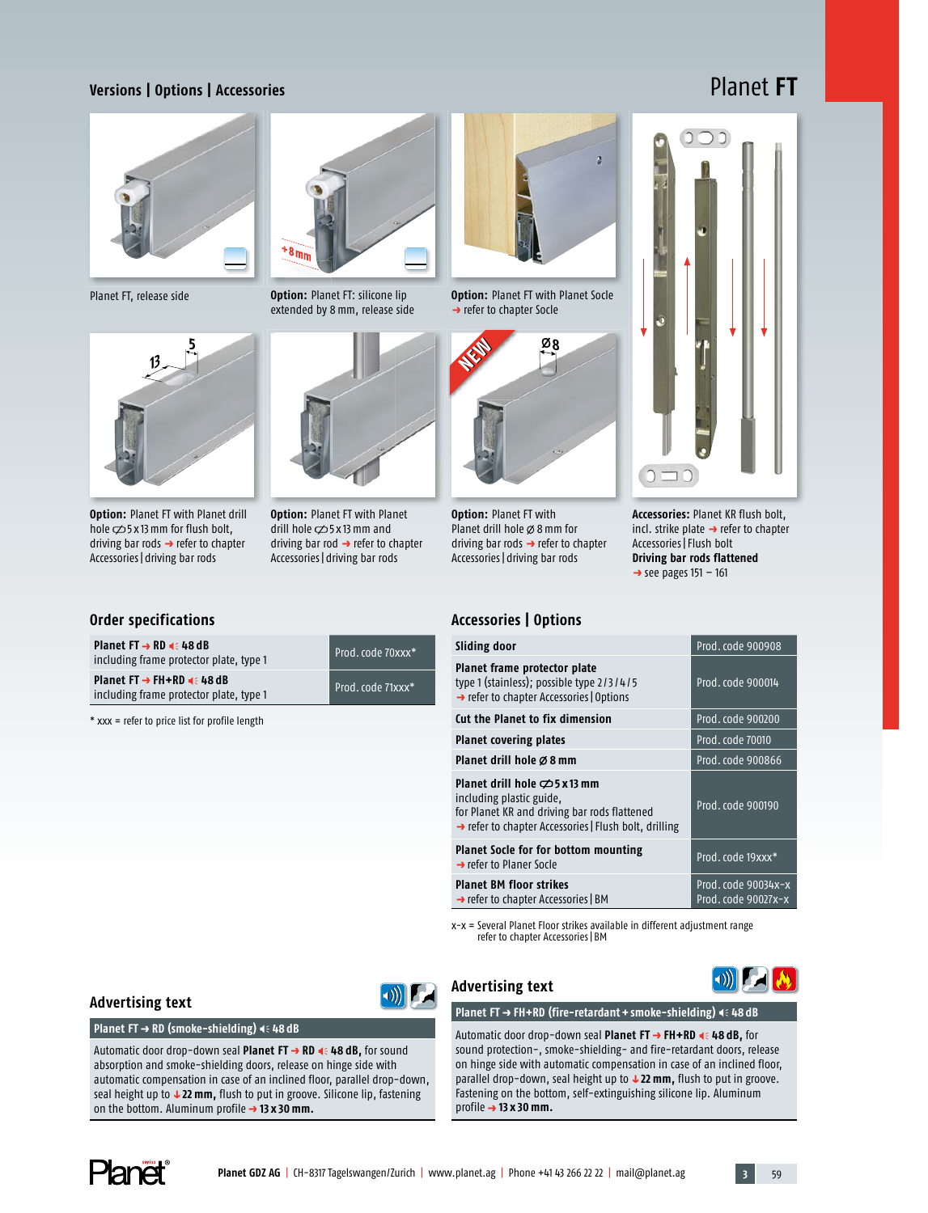## Versions | Options | Accessories

# Planet **FT**

Planet FT, release side

**Option:** Planet FT: silicone lip extended by 8 mm, release side

**Option:** Planet FT with Planet Socle
➔ refer to chapter Socle

**Option:** Planet FT with Planet drill hole ⌀5 x 13 mm for flush bolt, driving bar rods ➔ refer to chapter Accessories | driving bar rods

**Option:** Planet FT with Planet drill hole ⌀5 x 13 mm and driving bar rod ➔ refer to chapter Accessories | driving bar rods

**Option:** Planet FT with Planet drill hole ⌀ 8 mm for driving bar rods ➔ refer to chapter Accessories | driving bar rods

**Accessories:** Planet KR flush bolt, incl. strike plate ➔ refer to chapter Accessories | Flush bolt
**Driving bar rods flattened**
➔ see pages 151 – 161

### Order specifications

| | |
|---|---|
| **Planet FT ➔ RD** 48 dB<br>including frame protector plate, type 1 | Prod. code 70xxx* |
| **Planet FT ➔ FH+RD** 48 dB<br>including frame protector plate, type 1 | Prod. code 71xxx* |

\* xxx = refer to price list for profile length

### Accessories | Options

| | |
|---|---|
| **Sliding door** | Prod. code 900908 |
| **Planet frame protector plate**<br>type 1 (stainless); possible type 2 / 3 / 4 / 5<br>➔ refer to chapter Accessories \| Options | Prod. code 900014 |
| **Cut the Planet to fix dimension** | Prod. code 900200 |
| **Planet covering plates** | Prod. code 70010 |
| **Planet drill hole ⌀ 8 mm** | Prod. code 900866 |
| **Planet drill hole ⌀ 5 x 13 mm**<br>including plastic guide,<br>for Planet KR and driving bar rods flattened<br>➔ refer to chapter Accessories \| Flush bolt, drilling | Prod. code 900190 |
| **Planet Socle for bottom mounting**<br>➔ refer to Planer Socle | Prod. code 19xxx* |
| **Planet BM floor strikes**<br>➔ refer to chapter Accessories \| BM | Prod. code 90034x-x<br>Prod. code 90027x-x |

x-x = Several Planet Floor strikes available in different adjustment range refer to chapter Accessories | BM

### Advertising text

**Planet FT ➔ RD (smoke-shielding) 48 dB**

Automatic door drop-down seal **Planet FT ➔ RD 48 dB,** for sound absorption and smoke-shielding doors, release on hinge side with automatic compensation in case of an inclined floor, parallel drop-down, seal height up to **22 mm,** flush to put in groove. Silicone lip, fastening on the bottom. Aluminum profile ➔ **13 x 30 mm.**

### Advertising text

**Planet FT ➔ FH+RD (fire-retardant + smoke-shielding) 48 dB**

Automatic door drop-down seal **Planet FT ➔ FH+RD 48 dB,** for sound protection-, smoke-shielding- and fire-retardant doors, release on hinge side with automatic compensation in case of an inclined floor, parallel drop-down, seal height up to **22 mm,** flush to put in groove. Fastening on the bottom, self-extinguishing silicone lip. Aluminum profile ➔ **13 x 30 mm.**

**Planet GDZ AG** | CH-8317 Tagelswangen/Zurich | www.planet.ag | Phone +41 43 266 22 22 | mail@planet.ag